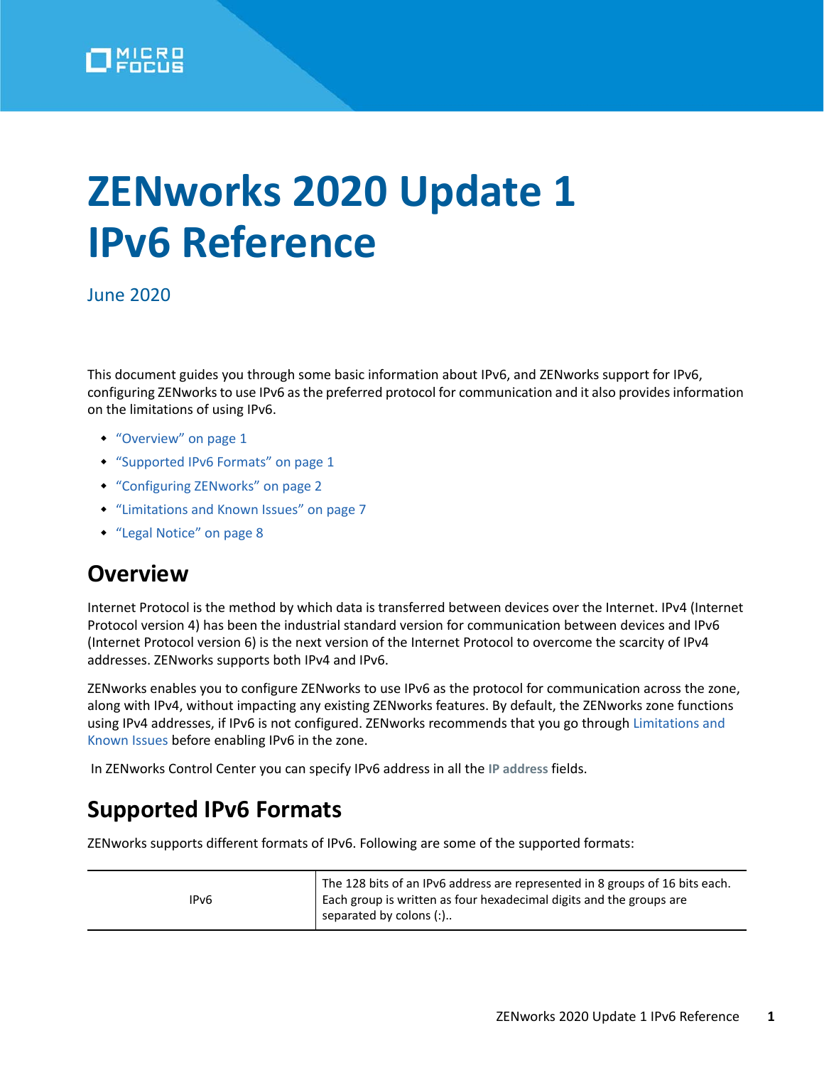# ZENworks 2020 Update 1 IPv6 Reference

June 2020

This document guides you through some basic information about IPv6, and ZENworks support for IPv6, configuring ZENworks to use IPv6 as the preferred protocol for communication and it also provides information on the limitations of using IPv6.

- "Overview" on page 1
- "Supported IPv6 Formats" on page 1
- "Configuring ZENworks" on page 2
- "Limitations and Known Issues" on page 7
- "Legal Notice" on page 8

## Overview

Internet Protocol is the method by which data is transferred between devices over the Internet. IPv4 (Internet Protocol version 4) has been the industrial standard version for communication between devices and IPv6 (Internet Protocol version 6) is the next version of the Internet Protocol to overcome the scarcity of IPv4 addresses. ZENworks supports both IPv4 and IPv6.

ZENworks enables you to configure ZENworks to use IPv6 as the protocol for communication across the zone, along with IPv4, without impacting any existing ZENworks features. By default, the ZENworks zone functions using IPv4 addresses, if IPv6 is not configured. ZENworks recommends that you go through Limitations and Known Issues before enabling IPv6 in the zone.

In ZENworks Control Center you can specify IPv6 address in all the **IP address** fields.

## Supported IPv6 Formats

ZENworks supports different formats of IPv6. Following are some of the supported formats:

| | |
|---|---|
| IPv6 | The 128 bits of an IPv6 address are represented in 8 groups of 16 bits each. Each group is written as four hexadecimal digits and the groups are separated by colons (:).. |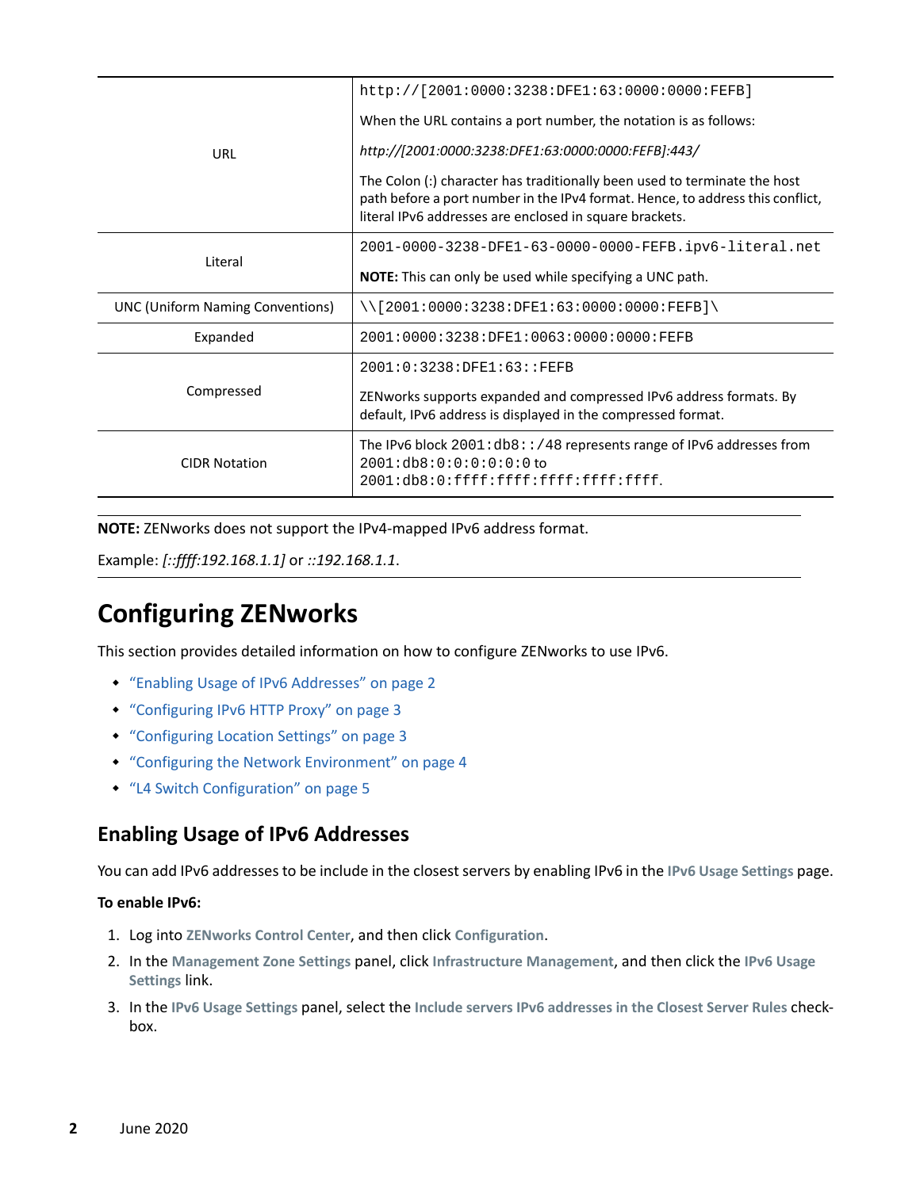| | |
|---|---|
| URL | `http://[2001:0000:3238:DFE1:63:0000:0000:FEFB]`<br><br>When the URL contains a port number, the notation is as follows:<br><br>*http://[2001:0000:3238:DFE1:63:0000:0000:FEFB]:443/*<br><br>The Colon (:) character has traditionally been used to terminate the host path before a port number in the IPv4 format. Hence, to address this conflict, literal IPv6 addresses are enclosed in square brackets. |
| Literal | `2001-0000-3238-DFE1-63-0000-0000-FEFB.ipv6-literal.net`<br><br>**NOTE:** This can only be used while specifying a UNC path. |
| UNC (Uniform Naming Conventions) | `\\[2001:0000:3238:DFE1:63:0000:0000:FEFB]\` |
| Expanded | `2001:0000:3238:DFE1:0063:0000:0000:FEFB` |
| Compressed | `2001:0:3238:DFE1:63::FEFB`<br><br>ZENworks supports expanded and compressed IPv6 address formats. By default, IPv6 address is displayed in the compressed format. |
| CIDR Notation | The IPv6 block `2001:db8::/48` represents range of IPv6 addresses from `2001:db8:0:0:0:0:0:0` to `2001:db8:0:ffff:ffff:ffff:ffff:ffff`. |

**NOTE:** ZENworks does not support the IPv4-mapped IPv6 address format.

Example: *[::ffff:192.168.1.1]* or *::192.168.1.1*.

# Configuring ZENworks

This section provides detailed information on how to configure ZENworks to use IPv6.

- "Enabling Usage of IPv6 Addresses" on page 2
- "Configuring IPv6 HTTP Proxy" on page 3
- "Configuring Location Settings" on page 3
- "Configuring the Network Environment" on page 4
- "L4 Switch Configuration" on page 5

## Enabling Usage of IPv6 Addresses

You can add IPv6 addresses to be include in the closest servers by enabling IPv6 in the **IPv6 Usage Settings** page.

**To enable IPv6:**

1. Log into **ZENworks Control Center**, and then click **Configuration**.
2. In the **Management Zone Settings** panel, click **Infrastructure Management**, and then click the **IPv6 Usage Settings** link.
3. In the **IPv6 Usage Settings** panel, select the **Include servers IPv6 addresses in the Closest Server Rules** check-box.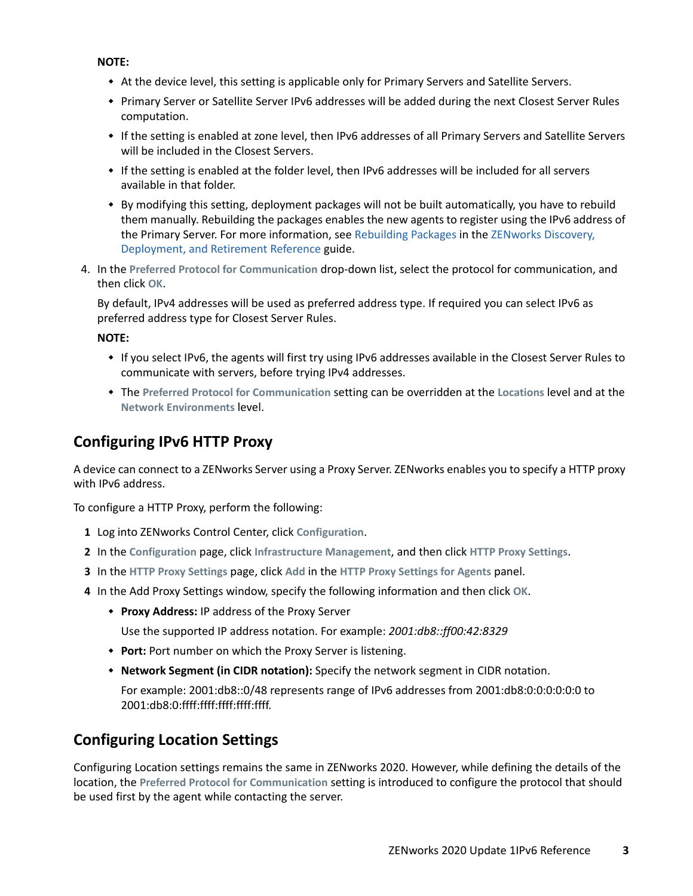**NOTE:**

- At the device level, this setting is applicable only for Primary Servers and Satellite Servers.
- Primary Server or Satellite Server IPv6 addresses will be added during the next Closest Server Rules computation.
- If the setting is enabled at zone level, then IPv6 addresses of all Primary Servers and Satellite Servers will be included in the Closest Servers.
- If the setting is enabled at the folder level, then IPv6 addresses will be included for all servers available in that folder.
- By modifying this setting, deployment packages will not be built automatically, you have to rebuild them manually. Rebuilding the packages enables the new agents to register using the IPv6 address of the Primary Server. For more information, see Rebuilding Packages in the ZENworks Discovery, Deployment, and Retirement Reference guide.

4. In the **Preferred Protocol for Communication** drop-down list, select the protocol for communication, and then click **OK**.

   By default, IPv4 addresses will be used as preferred address type. If required you can select IPv6 as preferred address type for Closest Server Rules.

   **NOTE:**

   - If you select IPv6, the agents will first try using IPv6 addresses available in the Closest Server Rules to communicate with servers, before trying IPv4 addresses.
   - The **Preferred Protocol for Communication** setting can be overridden at the **Locations** level and at the **Network Environments** level.

## Configuring IPv6 HTTP Proxy

A device can connect to a ZENworks Server using a Proxy Server. ZENworks enables you to specify a HTTP proxy with IPv6 address.

To configure a HTTP Proxy, perform the following:

1. Log into ZENworks Control Center, click **Configuration**.
2. In the **Configuration** page, click **Infrastructure Management**, and then click **HTTP Proxy Settings**.
3. In the **HTTP Proxy Settings** page, click **Add** in the **HTTP Proxy Settings for Agents** panel.
4. In the Add Proxy Settings window, specify the following information and then click **OK**.
   - **Proxy Address:** IP address of the Proxy Server

     Use the supported IP address notation. For example: *2001:db8::ff00:42:8329*
   - **Port:** Port number on which the Proxy Server is listening.
   - **Network Segment (in CIDR notation):** Specify the network segment in CIDR notation.

     For example: 2001:db8::0/48 represents range of IPv6 addresses from 2001:db8:0:0:0:0:0:0 to 2001:db8:0:ffff:ffff:ffff:ffff:ffff.

## Configuring Location Settings

Configuring Location settings remains the same in ZENworks 2020. However, while defining the details of the location, the **Preferred Protocol for Communication** setting is introduced to configure the protocol that should be used first by the agent while contacting the server.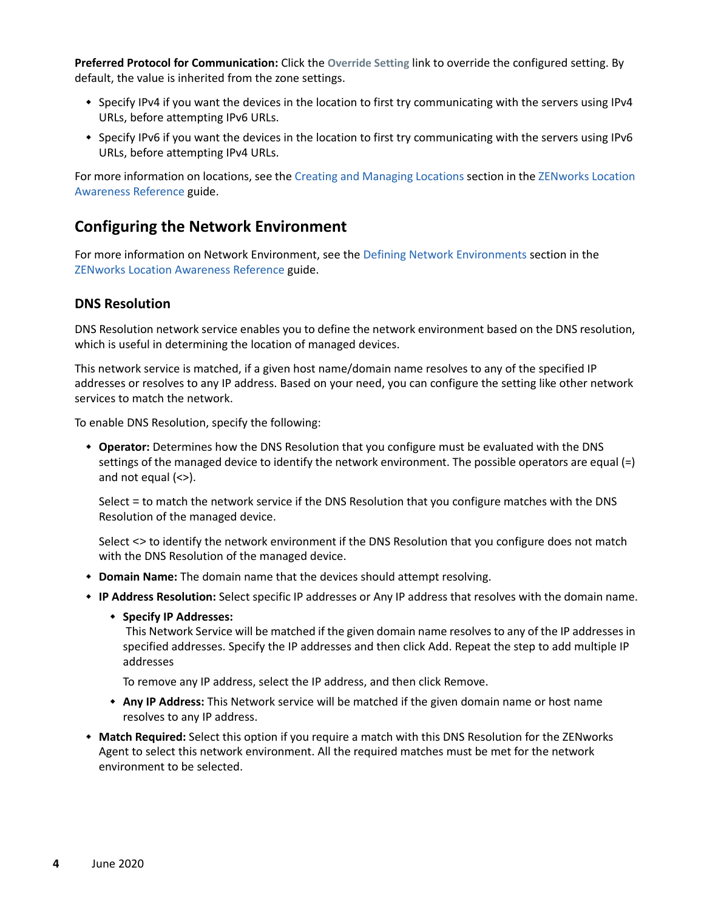**Preferred Protocol for Communication:** Click the Override Setting link to override the configured setting. By default, the value is inherited from the zone settings.

- Specify IPv4 if you want the devices in the location to first try communicating with the servers using IPv4 URLs, before attempting IPv6 URLs.
- Specify IPv6 if you want the devices in the location to first try communicating with the servers using IPv6 URLs, before attempting IPv4 URLs.

For more information on locations, see the Creating and Managing Locations section in the ZENworks Location Awareness Reference guide.

## Configuring the Network Environment

For more information on Network Environment, see the Defining Network Environments section in the ZENworks Location Awareness Reference guide.

### DNS Resolution

DNS Resolution network service enables you to define the network environment based on the DNS resolution, which is useful in determining the location of managed devices.

This network service is matched, if a given host name/domain name resolves to any of the specified IP addresses or resolves to any IP address. Based on your need, you can configure the setting like other network services to match the network.

To enable DNS Resolution, specify the following:

- **Operator:** Determines how the DNS Resolution that you configure must be evaluated with the DNS settings of the managed device to identify the network environment. The possible operators are equal (=) and not equal (<>).

  Select = to match the network service if the DNS Resolution that you configure matches with the DNS Resolution of the managed device.

  Select <> to identify the network environment if the DNS Resolution that you configure does not match with the DNS Resolution of the managed device.
- **Domain Name:** The domain name that the devices should attempt resolving.
- **IP Address Resolution:** Select specific IP addresses or Any IP address that resolves with the domain name.
  - **Specify IP Addresses:**
    This Network Service will be matched if the given domain name resolves to any of the IP addresses in specified addresses. Specify the IP addresses and then click Add. Repeat the step to add multiple IP addresses

    To remove any IP address, select the IP address, and then click Remove.
  - **Any IP Address:** This Network service will be matched if the given domain name or host name resolves to any IP address.
- **Match Required:** Select this option if you require a match with this DNS Resolution for the ZENworks Agent to select this network environment. All the required matches must be met for the network environment to be selected.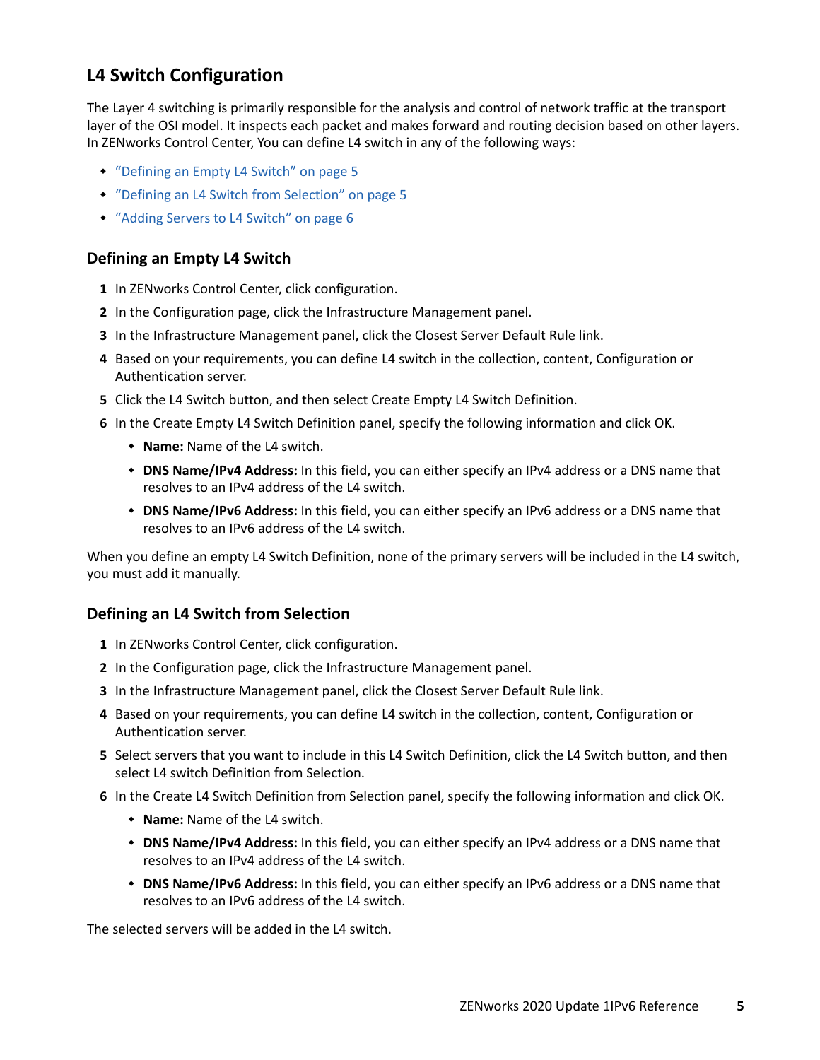## L4 Switch Configuration

The Layer 4 switching is primarily responsible for the analysis and control of network traffic at the transport layer of the OSI model. It inspects each packet and makes forward and routing decision based on other layers. In ZENworks Control Center, You can define L4 switch in any of the following ways:

- "Defining an Empty L4 Switch" on page 5
- "Defining an L4 Switch from Selection" on page 5
- "Adding Servers to L4 Switch" on page 6

### Defining an Empty L4 Switch

1. In ZENworks Control Center, click configuration.
2. In the Configuration page, click the Infrastructure Management panel.
3. In the Infrastructure Management panel, click the Closest Server Default Rule link.
4. Based on your requirements, you can define L4 switch in the collection, content, Configuration or Authentication server.
5. Click the L4 Switch button, and then select Create Empty L4 Switch Definition.
6. In the Create Empty L4 Switch Definition panel, specify the following information and click OK.
   - **Name:** Name of the L4 switch.
   - **DNS Name/IPv4 Address:** In this field, you can either specify an IPv4 address or a DNS name that resolves to an IPv4 address of the L4 switch.
   - **DNS Name/IPv6 Address:** In this field, you can either specify an IPv6 address or a DNS name that resolves to an IPv6 address of the L4 switch.

When you define an empty L4 Switch Definition, none of the primary servers will be included in the L4 switch, you must add it manually.

### Defining an L4 Switch from Selection

1. In ZENworks Control Center, click configuration.
2. In the Configuration page, click the Infrastructure Management panel.
3. In the Infrastructure Management panel, click the Closest Server Default Rule link.
4. Based on your requirements, you can define L4 switch in the collection, content, Configuration or Authentication server.
5. Select servers that you want to include in this L4 Switch Definition, click the L4 Switch button, and then select L4 switch Definition from Selection.
6. In the Create L4 Switch Definition from Selection panel, specify the following information and click OK.
   - **Name:** Name of the L4 switch.
   - **DNS Name/IPv4 Address:** In this field, you can either specify an IPv4 address or a DNS name that resolves to an IPv4 address of the L4 switch.
   - **DNS Name/IPv6 Address:** In this field, you can either specify an IPv6 address or a DNS name that resolves to an IPv6 address of the L4 switch.

The selected servers will be added in the L4 switch.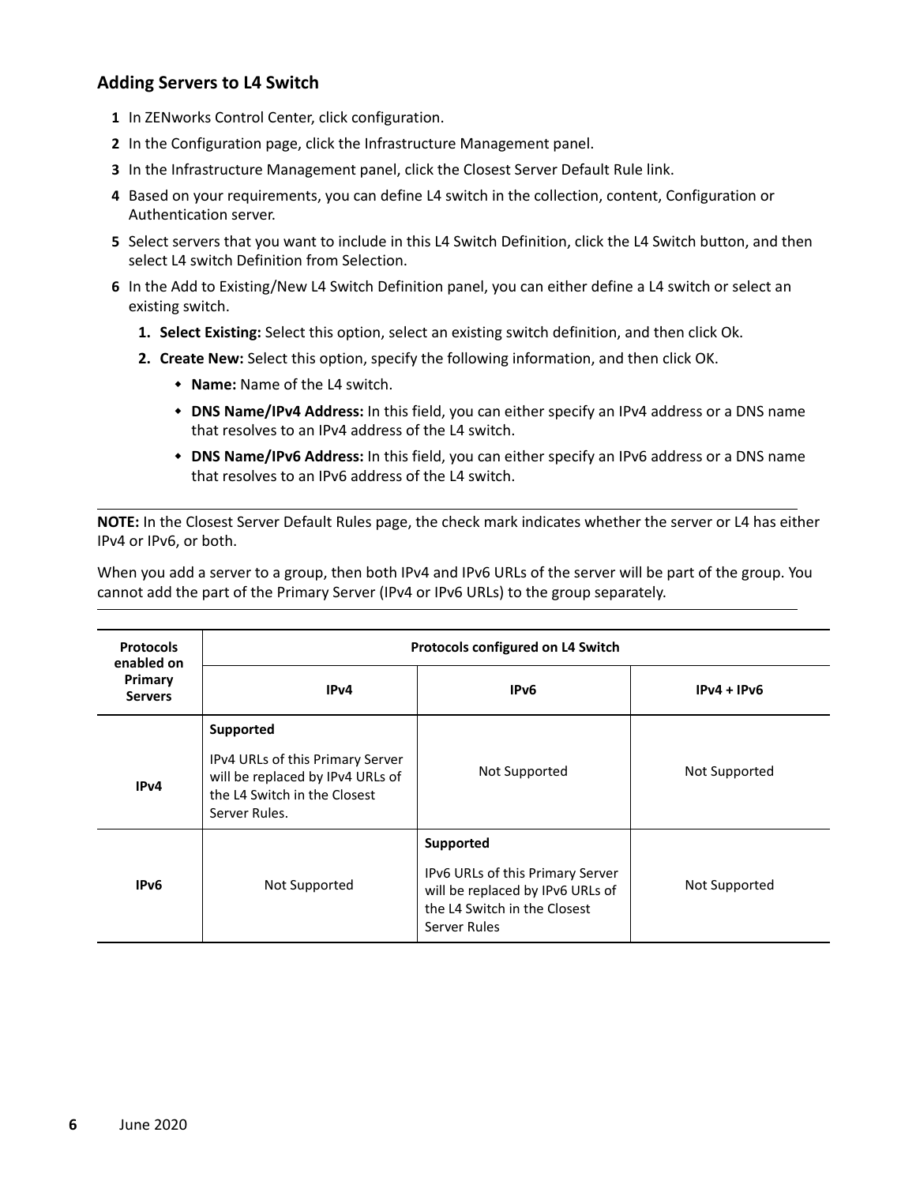### Adding Servers to L4 Switch

1. In ZENworks Control Center, click configuration.
2. In the Configuration page, click the Infrastructure Management panel.
3. In the Infrastructure Management panel, click the Closest Server Default Rule link.
4. Based on your requirements, you can define L4 switch in the collection, content, Configuration or Authentication server.
5. Select servers that you want to include in this L4 Switch Definition, click the L4 Switch button, and then select L4 switch Definition from Selection.
6. In the Add to Existing/New L4 Switch Definition panel, you can either define a L4 switch or select an existing switch.
   1. **Select Existing:** Select this option, select an existing switch definition, and then click Ok.
   2. **Create New:** Select this option, specify the following information, and then click OK.
      - **Name:** Name of the L4 switch.
      - **DNS Name/IPv4 Address:** In this field, you can either specify an IPv4 address or a DNS name that resolves to an IPv4 address of the L4 switch.
      - **DNS Name/IPv6 Address:** In this field, you can either specify an IPv6 address or a DNS name that resolves to an IPv6 address of the L4 switch.

---

**NOTE:** In the Closest Server Default Rules page, the check mark indicates whether the server or L4 has either IPv4 or IPv6, or both.

When you add a server to a group, then both IPv4 and IPv6 URLs of the server will be part of the group. You cannot add the part of the Primary Server (IPv4 or IPv6 URLs) to the group separately.

---

| Protocols enabled on Primary Servers | Protocols configured on L4 Switch | | |
|---|---|---|---|
| | **IPv4** | **IPv6** | **IPv4 + IPv6** |
| **IPv4** | **Supported**<br><br>IPv4 URLs of this Primary Server will be replaced by IPv4 URLs of the L4 Switch in the Closest Server Rules. | Not Supported | Not Supported |
| **IPv6** | Not Supported | **Supported**<br><br>IPv6 URLs of this Primary Server will be replaced by IPv6 URLs of the L4 Switch in the Closest Server Rules | Not Supported |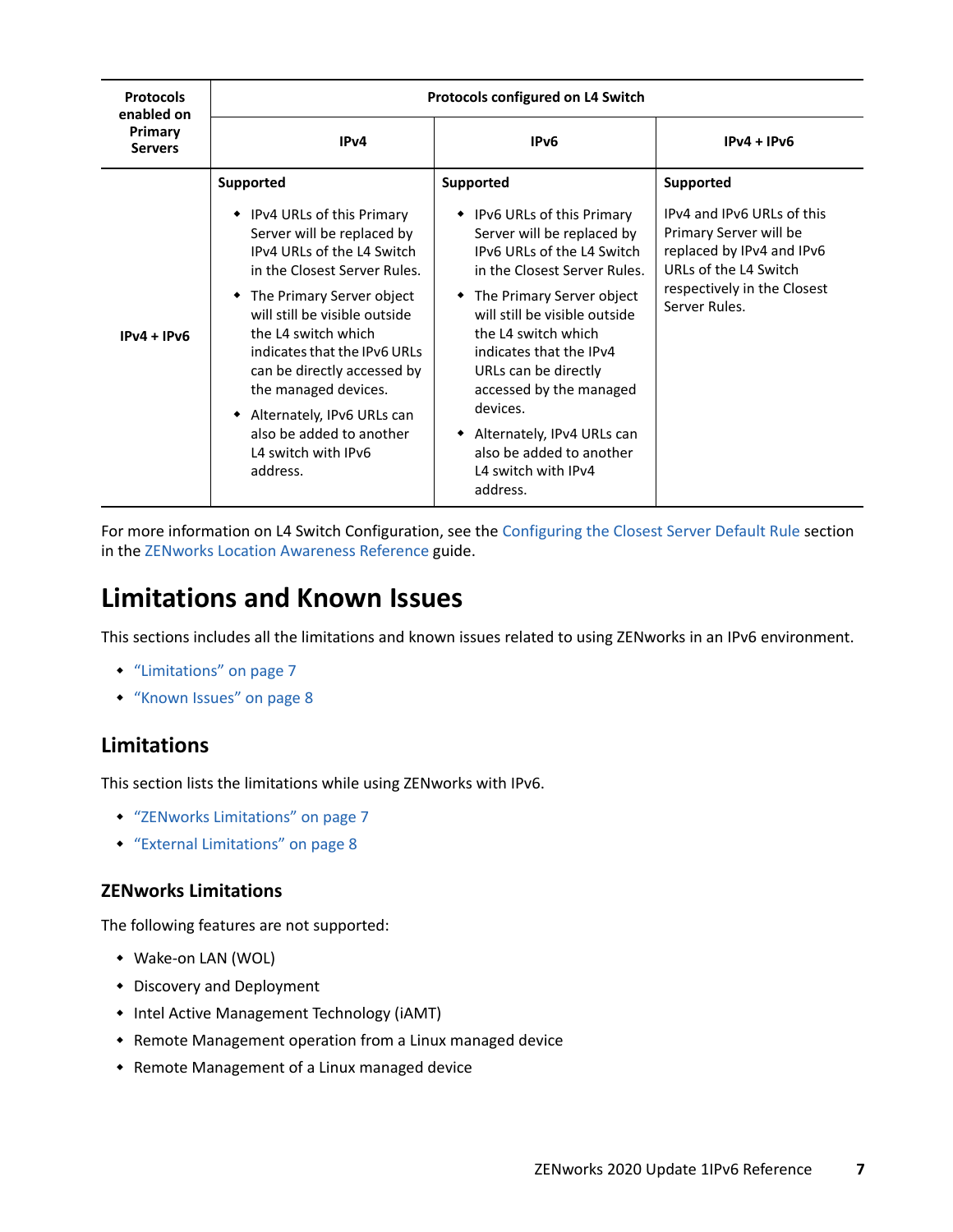| Protocols enabled on Primary Servers | Protocols configured on L4 Switch | | |
|---|---|---|---|
| | IPv4 | IPv6 | IPv4 + IPv6 |
| IPv4 + IPv6 | **Supported** <br> • IPv4 URLs of this Primary Server will be replaced by IPv4 URLs of the L4 Switch in the Closest Server Rules. <br> • The Primary Server object will still be visible outside the L4 switch which indicates that the IPv6 URLs can be directly accessed by the managed devices. <br> • Alternately, IPv6 URLs can also be added to another L4 switch with IPv6 address. | **Supported** <br> • IPv6 URLs of this Primary Server will be replaced by IPv6 URLs of the L4 Switch in the Closest Server Rules. <br> • The Primary Server object will still be visible outside the L4 switch which indicates that the IPv4 URLs can be directly accessed by the managed devices. <br> • Alternately, IPv4 URLs can also be added to another L4 switch with IPv4 address. | **Supported** <br> IPv4 and IPv6 URLs of this Primary Server will be replaced by IPv4 and IPv6 URLs of the L4 Switch respectively in the Closest Server Rules. |

For more information on L4 Switch Configuration, see the Configuring the Closest Server Default Rule section in the ZENworks Location Awareness Reference guide.

# Limitations and Known Issues

This sections includes all the limitations and known issues related to using ZENworks in an IPv6 environment.

- "Limitations" on page 7
- "Known Issues" on page 8

## Limitations

This section lists the limitations while using ZENworks with IPv6.

- "ZENworks Limitations" on page 7
- "External Limitations" on page 8

### ZENworks Limitations

The following features are not supported:

- Wake-on LAN (WOL)
- Discovery and Deployment
- Intel Active Management Technology (iAMT)
- Remote Management operation from a Linux managed device
- Remote Management of a Linux managed device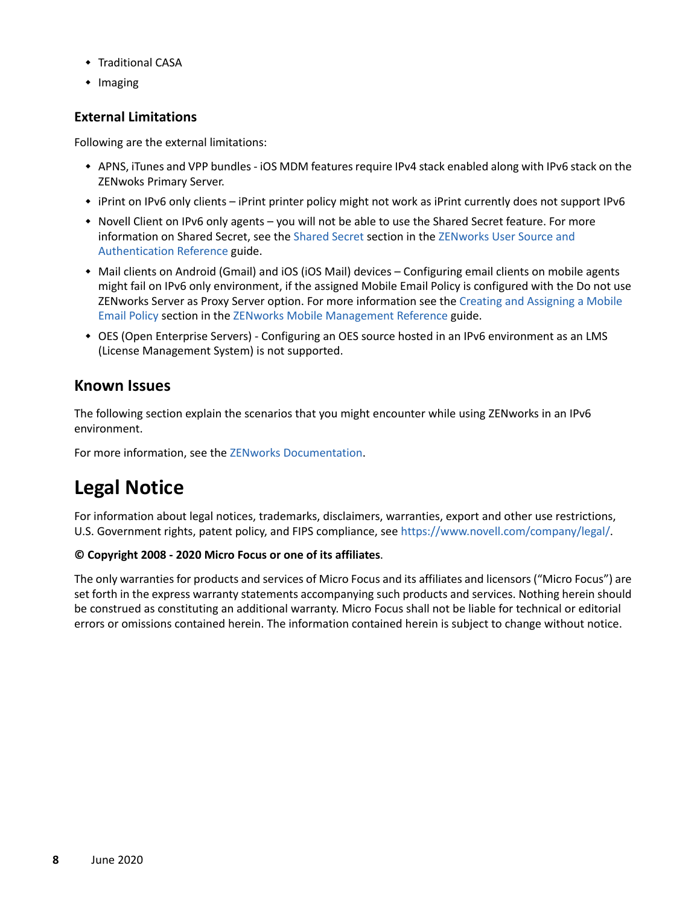* Traditional CASA
* Imaging

### External Limitations

Following are the external limitations:

* APNS, iTunes and VPP bundles - iOS MDM features require IPv4 stack enabled along with IPv6 stack on the ZENwoks Primary Server.
* iPrint on IPv6 only clients – iPrint printer policy might not work as iPrint currently does not support IPv6
* Novell Client on IPv6 only agents – you will not be able to use the Shared Secret feature. For more information on Shared Secret, see the Shared Secret section in the ZENworks User Source and Authentication Reference guide.
* Mail clients on Android (Gmail) and iOS (iOS Mail) devices – Configuring email clients on mobile agents might fail on IPv6 only environment, if the assigned Mobile Email Policy is configured with the Do not use ZENworks Server as Proxy Server option. For more information see the Creating and Assigning a Mobile Email Policy section in the ZENworks Mobile Management Reference guide.
* OES (Open Enterprise Servers) - Configuring an OES source hosted in an IPv6 environment as an LMS (License Management System) is not supported.

## Known Issues

The following section explain the scenarios that you might encounter while using ZENworks in an IPv6 environment.

For more information, see the ZENworks Documentation.

# Legal Notice

For information about legal notices, trademarks, disclaimers, warranties, export and other use restrictions, U.S. Government rights, patent policy, and FIPS compliance, see https://www.novell.com/company/legal/.

**© Copyright 2008 - 2020 Micro Focus or one of its affiliates**.

The only warranties for products and services of Micro Focus and its affiliates and licensors ("Micro Focus") are set forth in the express warranty statements accompanying such products and services. Nothing herein should be construed as constituting an additional warranty. Micro Focus shall not be liable for technical or editorial errors or omissions contained herein. The information contained herein is subject to change without notice.